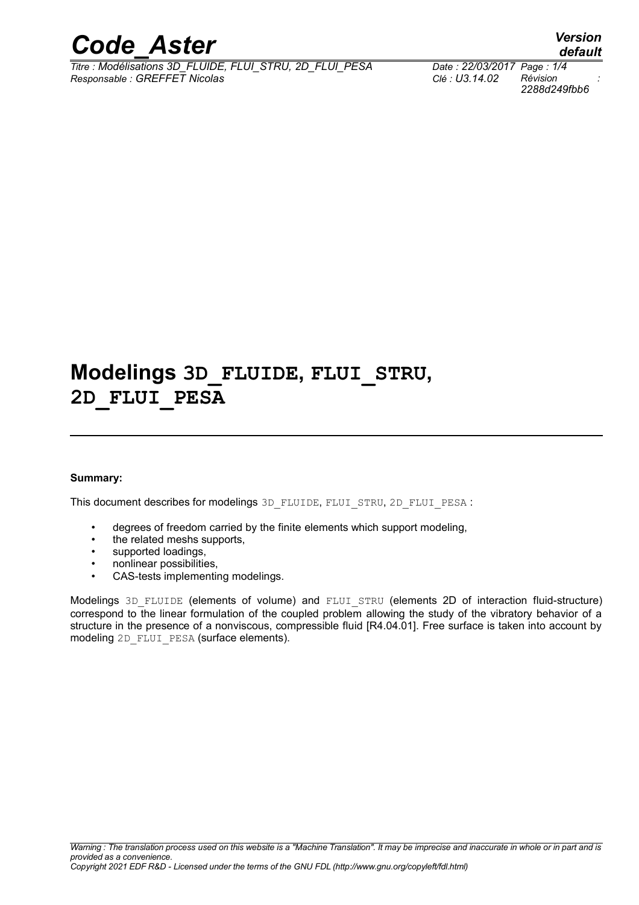# Modelings 3D_FLUIDE, FLUI_STRU, 2D_FLUI_PESA

**Summary:**

This document describes for modelings 3D_FLUIDE, FLUI_STRU, 2D_FLUI_PESA :

- degrees of freedom carried by the finite elements which support modeling,
- the related meshs supports,
- supported loadings,
- nonlinear possibilities,
- CAS-tests implementing modelings.

Modelings 3D_FLUIDE (elements of volume) and FLUI_STRU (elements 2D of interaction fluid-structure) correspond to the linear formulation of the coupled problem allowing the study of the vibratory behavior of a structure in the presence of a nonviscous, compressible fluid [R4.04.01]. Free surface is taken into account by modeling 2D_FLUI_PESA (surface elements).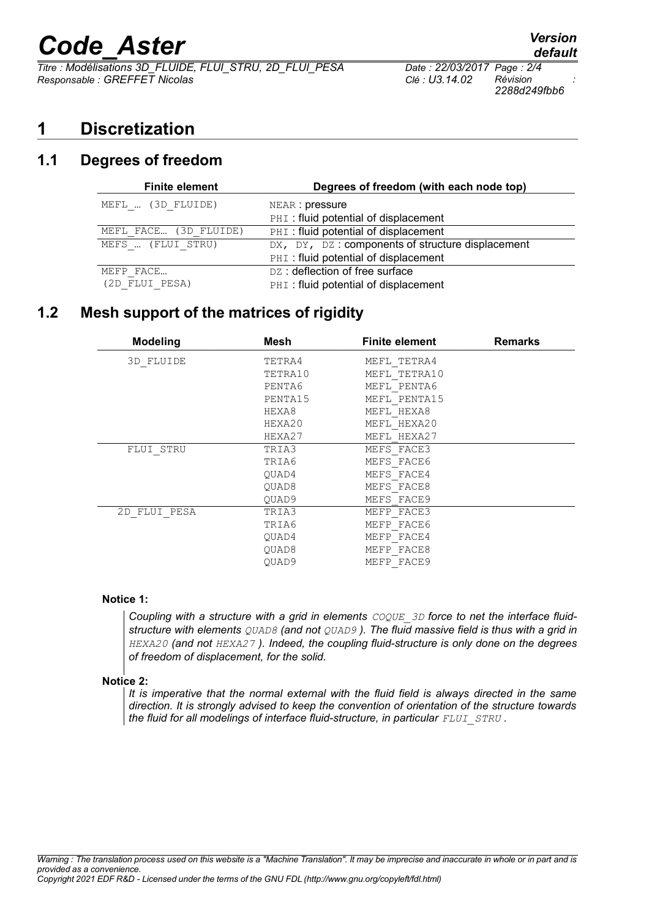# 1 Discretization

## 1.1 Degrees of freedom

| Finite element | Degrees of freedom (with each node top) |
|---|---|
| MEFL_… (3D_FLUIDE) | NEAR : pressure<br>PHI : fluid potential of displacement |
| MEFL_FACE… (3D_FLUIDE) | PHI : fluid potential of displacement |
| MEFS_… (FLUI_STRU) | DX, DY, DZ : components of structure displacement<br>PHI : fluid potential of displacement |
| MEFP_FACE… (2D_FLUI_PESA) | DZ : deflection of free surface<br>PHI : fluid potential of displacement |

## 1.2 Mesh support of the matrices of rigidity

| Modeling | Mesh | Finite element | Remarks |
|---|---|---|---|
| 3D_FLUIDE | TETRA4 | MEFL_TETRA4 | |
| | TETRA10 | MEFL_TETRA10 | |
| | PENTA6 | MEFL_PENTA6 | |
| | PENTA15 | MEFL_PENTA15 | |
| | HEXA8 | MEFL_HEXA8 | |
| | HEXA20 | MEFL_HEXA20 | |
| | HEXA27 | MEFL_HEXA27 | |
| FLUI_STRU | TRIA3 | MEFS_FACE3 | |
| | TRIA6 | MEFS_FACE6 | |
| | QUAD4 | MEFS_FACE4 | |
| | QUAD8 | MEFS_FACE8 | |
| | QUAD9 | MEFS_FACE9 | |
| 2D_FLUI_PESA | TRIA3 | MEFP_FACE3 | |
| | TRIA6 | MEFP_FACE6 | |
| | QUAD4 | MEFP_FACE4 | |
| | QUAD8 | MEFP_FACE8 | |
| | QUAD9 | MEFP_FACE9 | |

**Notice 1:**

*Coupling with a structure with a grid in elements COQUE_3D force to net the interface fluid-structure with elements QUAD8 (and not QUAD9 ). The fluid massive field is thus with a grid in HEXA20 (and not HEXA27 ). Indeed, the coupling fluid-structure is only done on the degrees of freedom of displacement, for the solid.*

**Notice 2:**

*It is imperative that the normal external with the fluid field is always directed in the same direction. It is strongly advised to keep the convention of orientation of the structure towards the fluid for all modelings of interface fluid-structure, in particular FLUI_STRU .*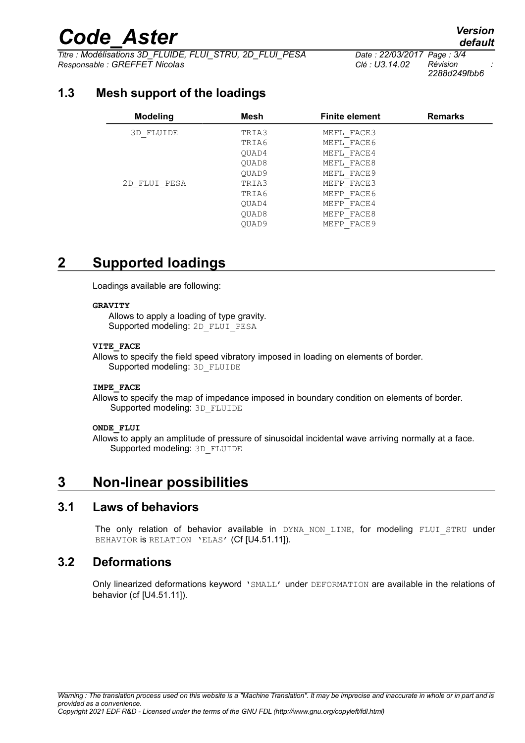### 1.3 Mesh support of the loadings

| Modeling | Mesh | Finite element | Remarks |
|---|---|---|---|
| 3D_FLUIDE | TRIA3 | MEFL_FACE3 | |
| | TRIA6 | MEFL_FACE6 | |
| | QUAD4 | MEFL_FACE4 | |
| | QUAD8 | MEFL_FACE8 | |
| | QUAD9 | MEFL_FACE9 | |
| 2D_FLUI_PESA | TRIA3 | MEFP_FACE3 | |
| | TRIA6 | MEFP_FACE6 | |
| | QUAD4 | MEFP_FACE4 | |
| | QUAD8 | MEFP_FACE8 | |
| | QUAD9 | MEFP_FACE9 | |

# 2 Supported loadings

Loadings available are following:

**GRAVITY**

Allows to apply a loading of type gravity.
Supported modeling: 2D_FLUI_PESA

**VITE_FACE**

Allows to specify the field speed vibratory imposed in loading on elements of border.
Supported modeling: 3D_FLUIDE

**IMPE_FACE**

Allows to specify the map of impedance imposed in boundary condition on elements of border.
Supported modeling: 3D_FLUIDE

**ONDE_FLUI**

Allows to apply an amplitude of pressure of sinusoidal incidental wave arriving normally at a face.
Supported modeling: 3D_FLUIDE

# 3 Non-linear possibilities

## 3.1 Laws of behaviors

The only relation of behavior available in DYNA_NON_LINE, for modeling FLUI_STRU under BEHAVIOR is RELATION 'ELAS' (Cf [U4.51.11]).

## 3.2 Deformations

Only linearized deformations keyword 'SMALL' under DEFORMATION are available in the relations of behavior (cf [U4.51.11]).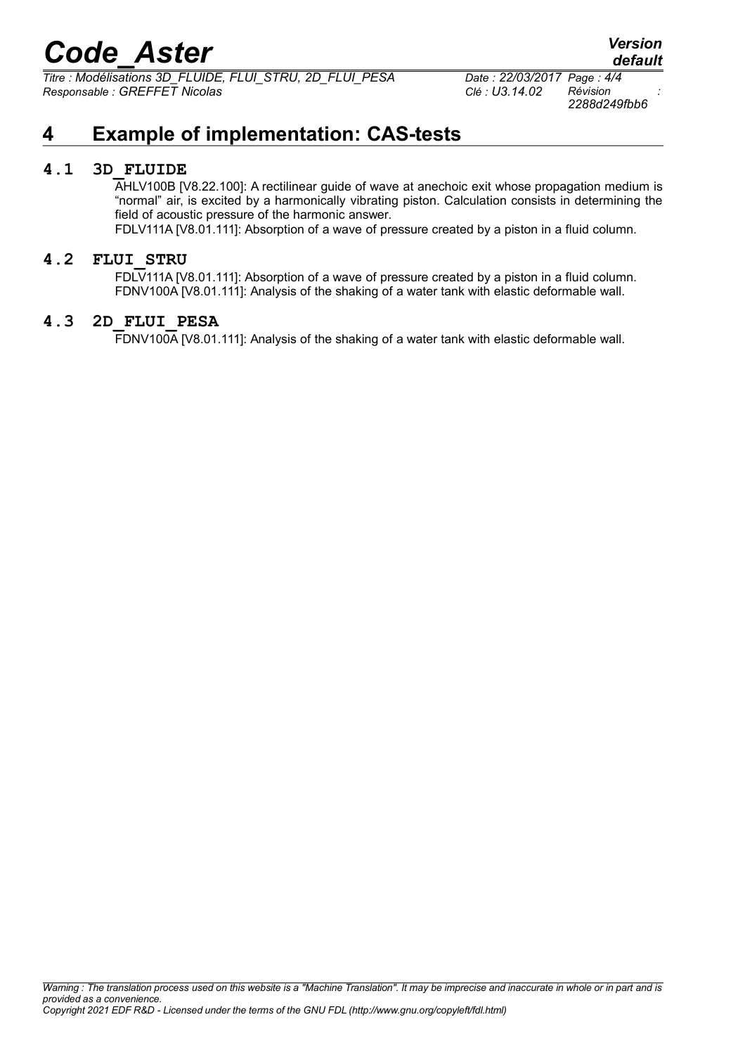# 4 Example of implementation: CAS-tests

## 4.1 3D_FLUIDE

AHLV100B [V8.22.100]: A rectilinear guide of wave at anechoic exit whose propagation medium is "normal" air, is excited by a harmonically vibrating piston. Calculation consists in determining the field of acoustic pressure of the harmonic answer.

FDLV111A [V8.01.111]: Absorption of a wave of pressure created by a piston in a fluid column.

## 4.2 FLUI_STRU

FDLV111A [V8.01.111]: Absorption of a wave of pressure created by a piston in a fluid column.
FDNV100A [V8.01.111]: Analysis of the shaking of a water tank with elastic deformable wall.

## 4.3 2D_FLUI_PESA

FDNV100A [V8.01.111]: Analysis of the shaking of a water tank with elastic deformable wall.